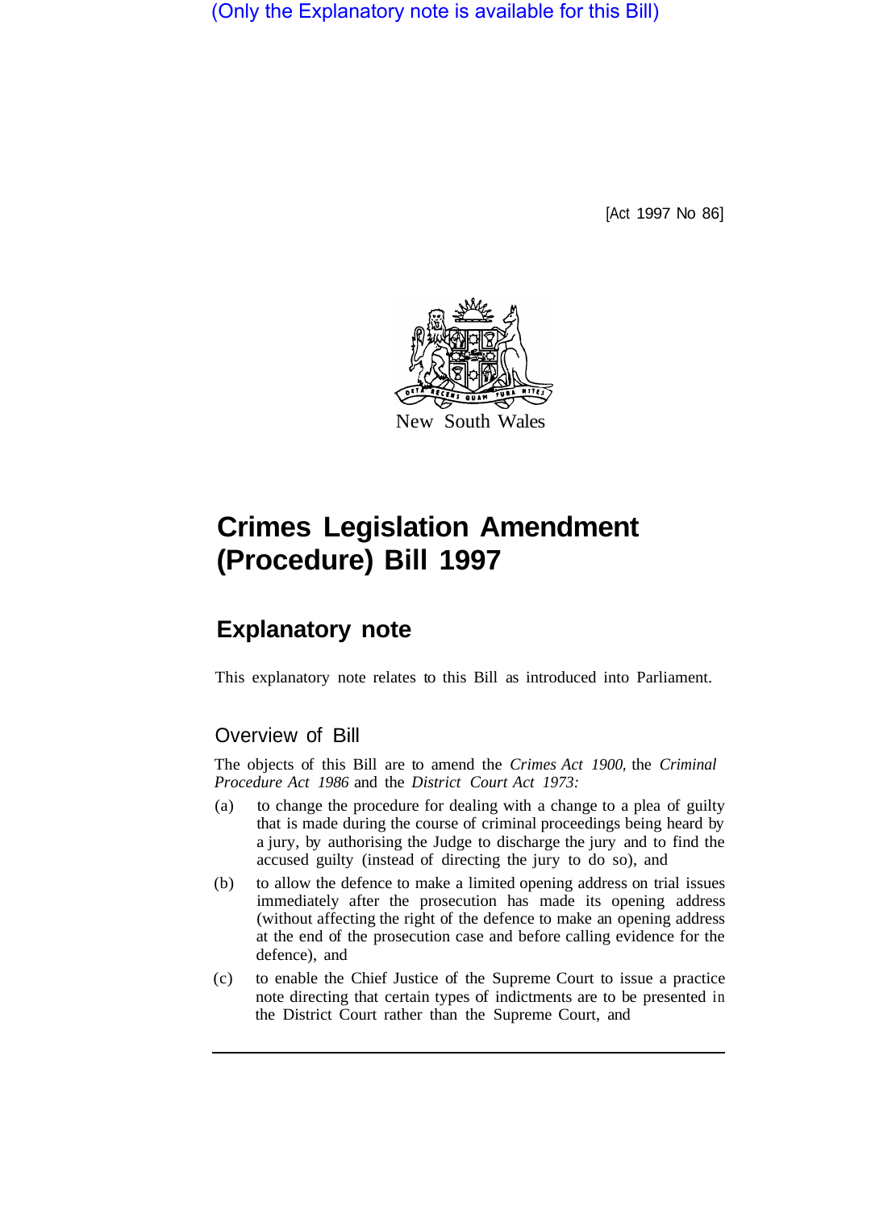(Only the Explanatory note is available for this Bill)

[Act 1997 No 86]

New South Wales

# Crimes Legislation Amendment (Procedure) Bill 1997

## Explanatory note

This explanatory note relates to this Bill as introduced into Parliament.

### Overview of Bill

The objects of this Bill are to amend the *Crimes Act 1900,* the *Criminal Procedure Act 1986* and the *District Court Act 1973:*

(a) to change the procedure for dealing with a change to a plea of guilty that is made during the course of criminal proceedings being heard by a jury, by authorising the Judge to discharge the jury and to find the accused guilty (instead of directing the jury to do so), and

(b) to allow the defence to make a limited opening address on trial issues immediately after the prosecution has made its opening address (without affecting the right of the defence to make an opening address at the end of the prosecution case and before calling evidence for the defence), and

(c) to enable the Chief Justice of the Supreme Court to issue a practice note directing that certain types of indictments are to be presented in the District Court rather than the Supreme Court, and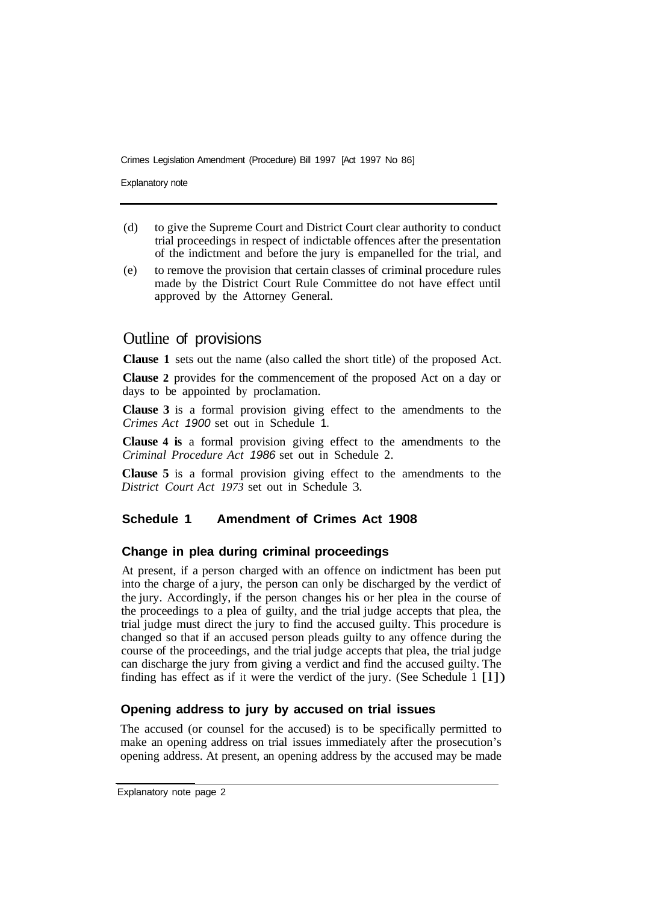(d) to give the Supreme Court and District Court clear authority to conduct trial proceedings in respect of indictable offences after the presentation of the indictment and before the jury is empanelled for the trial, and

(e) to remove the provision that certain classes of criminal procedure rules made by the District Court Rule Committee do not have effect until approved by the Attorney General.

## Outline of provisions

**Clause 1** sets out the name (also called the short title) of the proposed Act.

**Clause 2** provides for the commencement of the proposed Act on a day or days to be appointed by proclamation.

**Clause 3** is a formal provision giving effect to the amendments to the *Crimes Act 1900* set out in Schedule 1.

**Clause 4 is** a formal provision giving effect to the amendments to the *Criminal Procedure Act 1986* set out in Schedule 2.

**Clause 5** is a formal provision giving effect to the amendments to the *District Court Act 1973* set out in Schedule 3.

### Schedule 1 Amendment of Crimes Act 1908

#### Change in plea during criminal proceedings

At present, if a person charged with an offence on indictment has been put into the charge of a jury, the person can only be discharged by the verdict of the jury. Accordingly, if the person changes his or her plea in the course of the proceedings to a plea of guilty, and the trial judge accepts that plea, the trial judge must direct the jury to find the accused guilty. This procedure is changed so that if an accused person pleads guilty to any offence during the course of the proceedings, and the trial judge accepts that plea, the trial judge can discharge the jury from giving a verdict and find the accused guilty. The finding has effect as if it were the verdict of the jury. (See Schedule 1 [1])

#### Opening address to jury by accused on trial issues

The accused (or counsel for the accused) is to be specifically permitted to make an opening address on trial issues immediately after the prosecution's opening address. At present, an opening address by the accused may be made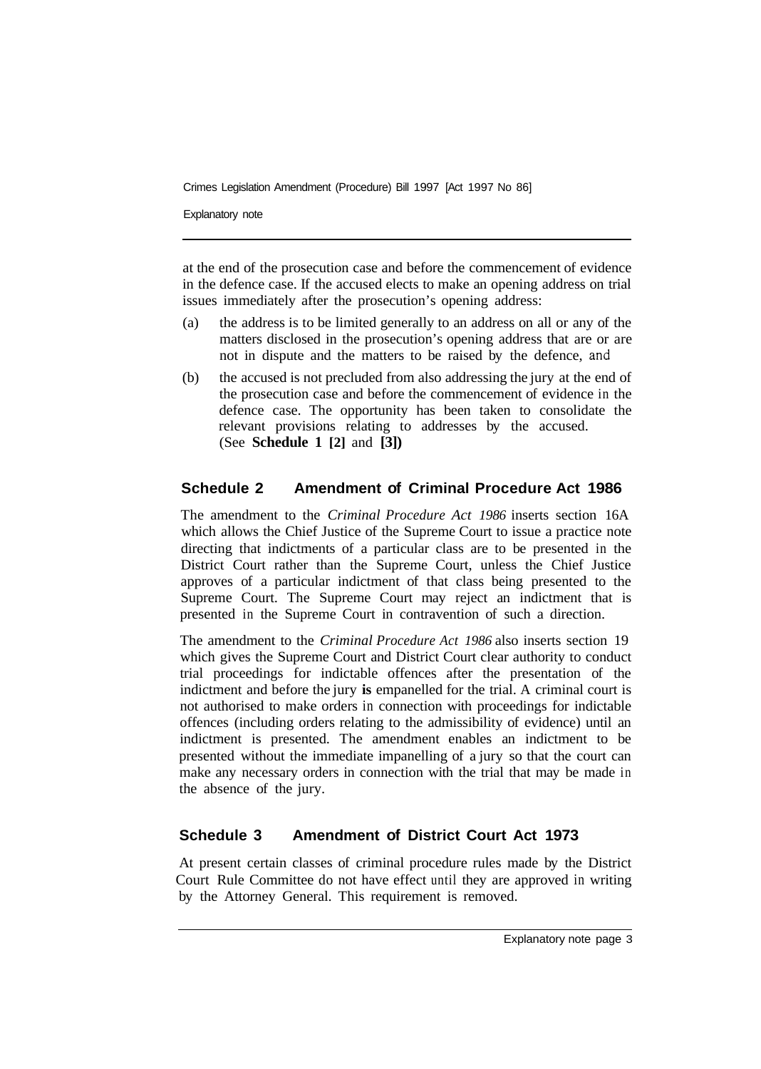at the end of the prosecution case and before the commencement of evidence in the defence case. If the accused elects to make an opening address on trial issues immediately after the prosecution's opening address:

(a) the address is to be limited generally to an address on all or any of the matters disclosed in the prosecution's opening address that are or are not in dispute and the matters to be raised by the defence, and

(b) the accused is not precluded from also addressing the jury at the end of the prosecution case and before the commencement of evidence in the defence case. The opportunity has been taken to consolidate the relevant provisions relating to addresses by the accused. (See **Schedule 1 [2]** and **[3])**

## Schedule 2 Amendment of Criminal Procedure Act 1986

The amendment to the *Criminal Procedure Act 1986* inserts section 16A which allows the Chief Justice of the Supreme Court to issue a practice note directing that indictments of a particular class are to be presented in the District Court rather than the Supreme Court, unless the Chief Justice approves of a particular indictment of that class being presented to the Supreme Court. The Supreme Court may reject an indictment that is presented in the Supreme Court in contravention of such a direction.

The amendment to the *Criminal Procedure Act 1986* also inserts section 19 which gives the Supreme Court and District Court clear authority to conduct trial proceedings for indictable offences after the presentation of the indictment and before the jury **is** empanelled for the trial. A criminal court is not authorised to make orders in connection with proceedings for indictable offences (including orders relating to the admissibility of evidence) until an indictment is presented. The amendment enables an indictment to be presented without the immediate impanelling of a jury so that the court can make any necessary orders in connection with the trial that may be made in the absence of the jury.

## Schedule 3 Amendment of District Court Act 1973

At present certain classes of criminal procedure rules made by the District Court Rule Committee do not have effect until they are approved in writing by the Attorney General. This requirement is removed.